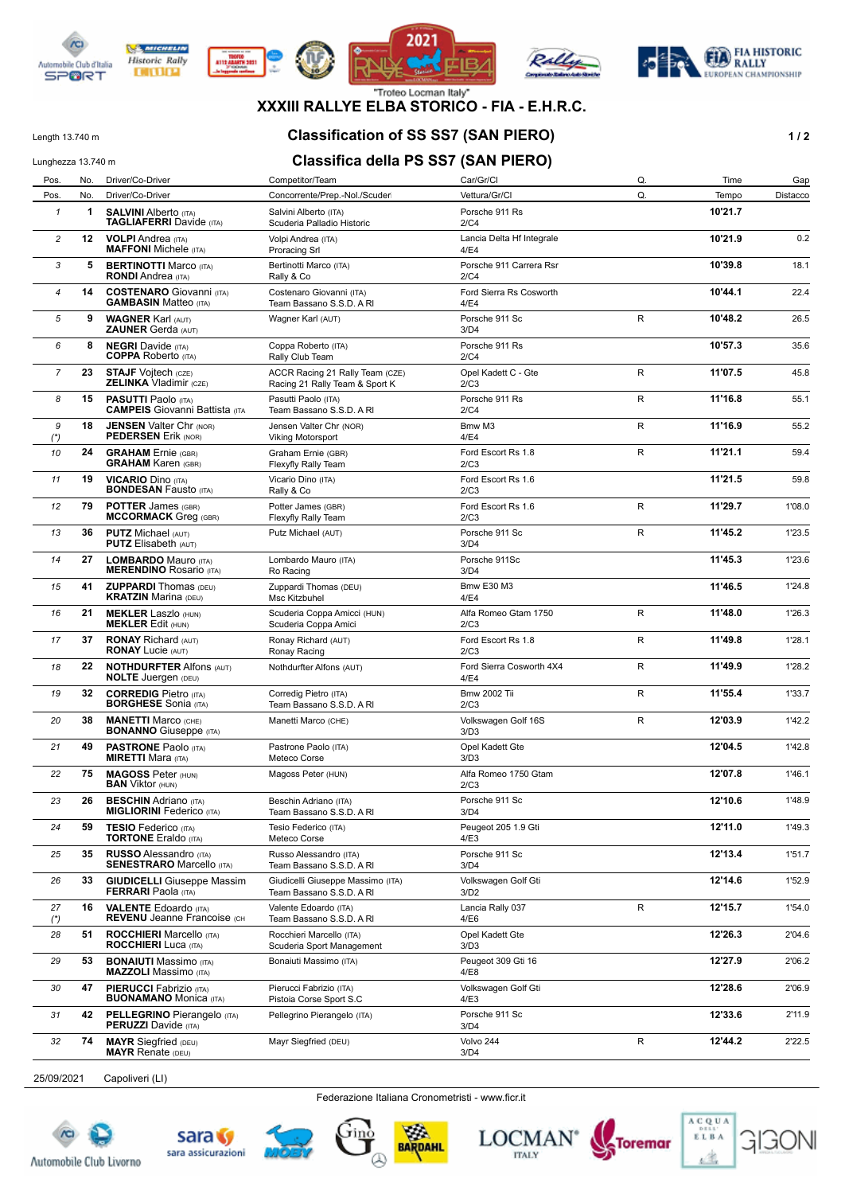"Troteo Locman Italy"

# XXXIII RALLYE ELBA STORICO - FIA - E.H.R.C.

Length 13.740 m

Lunghezza 13.740 m

## Classification of SS SS7 (SAN PIERO)

## Classifica della PS SS7 (SAN PIERO)

| Pos. | No. | Driver/Co-Driver | Competitor/Team | Car/Gr/Cl | Q. | Time | Gap |
|---|---|---|---|---|---|---|---|
| Pos. | No. | Driver/Co-Driver | Concorrente/Prep.-Nol./Scuderia | Vettura/Gr/Cl | Q. | Tempo | Distacco |
| 1 | 1 | **SALVINI** Alberto (ITA) **TAGLIAFERRI** Davide (ITA) | Salvini Alberto (ITA) Scuderia Palladio Historic | Porsche 911 Rs 2/C4 | | 10'21.7 | |
| 2 | 12 | **VOLPI** Andrea (ITA) **MAFFONI** Michele (ITA) | Volpi Andrea (ITA) Proracing Srl | Lancia Delta Hf Integrale 4/E4 | | 10'21.9 | 0.2 |
| 3 | 5 | **BERTINOTTI** Marco (ITA) **RONDI** Andrea (ITA) | Bertinotti Marco (ITA) Rally & Co | Porsche 911 Carrera Rsr 2/C4 | | 10'39.8 | 18.1 |
| 4 | 14 | **COSTENARO** Giovanni (ITA) **GAMBASIN** Matteo (ITA) | Costenaro Giovanni (ITA) Team Bassano S.S.D. A Rl | Ford Sierra Rs Cosworth 4/E4 | | 10'44.1 | 22.4 |
| 5 | 9 | **WAGNER** Karl (AUT) **ZAUNER** Gerda (AUT) | Wagner Karl (AUT) | Porsche 911 Sc 3/D4 | R | 10'48.2 | 26.5 |
| 6 | 8 | **NEGRI** Davide (ITA) **COPPA** Roberto (ITA) | Coppa Roberto (ITA) Rally Club Team | Porsche 911 Rs 2/C4 | | 10'57.3 | 35.6 |
| 7 | 23 | **STAJF** Vojtech (CZE) **ZELINKA** Vladimir (CZE) | ACCR Racing 21 Rally Team (CZE) Racing 21 Rally Team & Sport K | Opel Kadett C - Gte 2/C3 | R | 11'07.5 | 45.8 |
| 8 | 15 | **PASUTTI** Paolo (ITA) **CAMPEIS** Giovanni Battista (ITA) | Pasutti Paolo (ITA) Team Bassano S.S.D. A Rl | Porsche 911 Rs 2/C4 | R | 11'16.8 | 55.1 |
| 9 (*) | 18 | **JENSEN** Valter Chr (NOR) **PEDERSEN** Erik (NOR) | Jensen Valter Chr (NOR) Viking Motorsport | Bmw M3 4/E4 | R | 11'16.9 | 55.2 |
| 10 | 24 | **GRAHAM** Ernie (GBR) **GRAHAM** Karen (GBR) | Graham Ernie (GBR) Flexyfly Rally Team | Ford Escort Rs 1.8 2/C3 | R | 11'21.1 | 59.4 |
| 11 | 19 | **VICARIO** Dino (ITA) **BONDESAN** Fausto (ITA) | Vicario Dino (ITA) Rally & Co | Ford Escort Rs 1.6 2/C3 | | 11'21.5 | 59.8 |
| 12 | 79 | **POTTER** James (GBR) **MCCORMACK** Greg (GBR) | Potter James (GBR) Flexyfly Rally Team | Ford Escort Rs 1.6 2/C3 | R | 11'29.7 | 1'08.0 |
| 13 | 36 | **PUTZ** Michael (AUT) **PUTZ** Elisabeth (AUT) | Putz Michael (AUT) | Porsche 911 Sc 3/D4 | R | 11'45.2 | 1'23.5 |
| 14 | 27 | **LOMBARDO** Mauro (ITA) **MERENDINO** Rosario (ITA) | Lombardo Mauro (ITA) Ro Racing | Porsche 911Sc 3/D4 | | 11'45.3 | 1'23.6 |
| 15 | 41 | **ZUPPARDI** Thomas (DEU) **KRATZIN** Marina (DEU) | Zuppardi Thomas (DEU) Msc Kitzbuhel | Bmw E30 M3 4/E4 | | 11'46.5 | 1'24.8 |
| 16 | 21 | **MEKLER** Laszlo (HUN) **MEKLER** Edit (HUN) | Scuderia Coppa Amicci (HUN) Scuderia Coppa Amici | Alfa Romeo Gtam 1750 2/C3 | R | 11'48.0 | 1'26.3 |
| 17 | 37 | **RONAY** Richard (AUT) **RONAY** Lucie (AUT) | Ronay Richard (AUT) Ronay Racing | Ford Escort Rs 1.8 2/C3 | R | 11'49.8 | 1'28.1 |
| 18 | 22 | **NOTHDURFTER** Alfons (AUT) **NOLTE** Juergen (DEU) | Nothdurfter Alfons (AUT) | Ford Sierra Cosworth 4X4 4/E4 | R | 11'49.9 | 1'28.2 |
| 19 | 32 | **CORREDIG** Pietro (ITA) **BORGHESE** Sonia (ITA) | Corredig Pietro (ITA) Team Bassano S.S.D. A Rl | Bmw 2002 Tii 2/C3 | R | 11'55.4 | 1'33.7 |
| 20 | 38 | **MANETTI** Marco (CHE) **BONANNO** Giuseppe (ITA) | Manetti Marco (CHE) | Volkswagen Golf 16S 3/D3 | R | 12'03.9 | 1'42.2 |
| 21 | 49 | **PASTRONE** Paolo (ITA) **MIRETTI** Mara (ITA) | Pastrone Paolo (ITA) Meteco Corse | Opel Kadett Gte 3/D3 | | 12'04.5 | 1'42.8 |
| 22 | 75 | **MAGOSS** Peter (HUN) **BAN** Viktor (HUN) | Magoss Peter (HUN) | Alfa Romeo 1750 Gtam 2/C3 | | 12'07.8 | 1'46.1 |
| 23 | 26 | **BESCHIN** Adriano (ITA) **MIGLIORINI** Federico (ITA) | Beschin Adriano (ITA) Team Bassano S.S.D. A Rl | Porsche 911 Sc 3/D4 | | 12'10.6 | 1'48.9 |
| 24 | 59 | **TESIO** Federico (ITA) **TORTONE** Eraldo (ITA) | Tesio Federico (ITA) Meteco Corse | Peugeot 205 1.9 Gti 4/E3 | | 12'11.0 | 1'49.3 |
| 25 | 35 | **RUSSO** Alessandro (ITA) **SENESTRARO** Marcello (ITA) | Russo Alessandro (ITA) Team Bassano S.S.D. A Rl | Porsche 911 Sc 3/D4 | | 12'13.4 | 1'51.7 |
| 26 | 33 | **GIUDICELLI** Giuseppe Massim **FERRARI** Paola (ITA) | Giudicelli Giuseppe Massimo (ITA) Team Bassano S.S.D. A Rl | Volkswagen Golf Gti 3/D2 | | 12'14.6 | 1'52.9 |
| 27 (*) | 16 | **VALENTE** Edoardo (ITA) **REVENU** Jeanne Francoise (CH | Valente Edoardo (ITA) Team Bassano S.S.D. A Rl | Lancia Rally 037 4/E6 | R | 12'15.7 | 1'54.0 |
| 28 | 51 | **ROCCHIERI** Marcello (ITA) **ROCCHIERI** Luca (ITA) | Rocchieri Marcello (ITA) Scuderia Sport Management | Opel Kadett Gte 3/D3 | | 12'26.3 | 2'04.6 |
| 29 | 53 | **BONAIUTI** Massimo (ITA) **MAZZOLI** Massimo (ITA) | Bonaiuti Massimo (ITA) | Peugeot 309 Gti 16 4/E8 | | 12'27.9 | 2'06.2 |
| 30 | 47 | **PIERUCCI** Fabrizio (ITA) **BUONAMANO** Monica (ITA) | Pierucci Fabrizio (ITA) Pistoia Corse Sport S.C | Volkswagen Golf Gti 4/E3 | | 12'28.6 | 2'06.9 |
| 31 | 42 | **PELLEGRINO** Pierangelo (ITA) **PERUZZI** Davide (ITA) | Pellegrino Pierangelo (ITA) | Porsche 911 Sc 3/D4 | | 12'33.6 | 2'11.9 |
| 32 | 74 | **MAYR** Siegfried (DEU) **MAYR** Renate (DEU) | Mayr Siegfried (DEU) | Volvo 244 3/D4 | R | 12'44.2 | 2'22.5 |

25/09/2021 Capoliveri (LI)

Federazione Italiana Cronometristi - www.ficr.it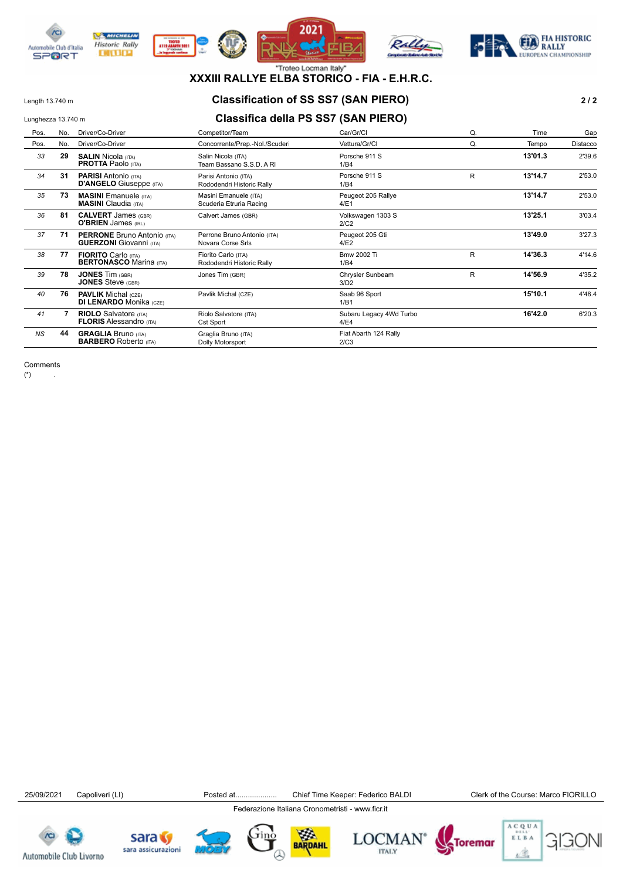"Trofeo Locman Italy"

# XXXIII RALLYE ELBA STORICO - FIA - E.H.R.C.

Length 13.740 m

## Classification of SS SS7 (SAN PIERO)

Lunghezza 13.740 m

## Classifica della PS SS7 (SAN PIERO)

| Pos. / Pos. | No. / No. | Driver/Co-Driver / Driver/Co-Driver | Competitor/Team / Concorrente/Prep.-Nol./Scuderi | Car/Gr/Cl / Vettura/Gr/Cl | Q. / Q. | Time / Tempo | Gap / Distacco |
|---|---|---|---|---|---|---|---|
| 33 | 29 | **SALIN** Nicola (ITA) **PROTTA** Paolo (ITA) | Salin Nicola (ITA) Team Bassano S.S.D. A Rl | Porsche 911 S 1/B4 | | **13'01.3** | 2'39.6 |
| 34 | 31 | **PARISI** Antonio (ITA) **D'ANGELO** Giuseppe (ITA) | Parisi Antonio (ITA) Rododendri Historic Rally | Porsche 911 S 1/B4 | R | **13'14.7** | 2'53.0 |
| 35 | 73 | **MASINI** Emanuele (ITA) **MASINI** Claudia (ITA) | Masini Emanuele (ITA) Scuderia Etruria Racing | Peugeot 205 Rallye 4/E1 | | **13'14.7** | 2'53.0 |
| 36 | 81 | **CALVERT** James (GBR) **O'BRIEN** James (IRL) | Calvert James (GBR) | Volkswagen 1303 S 2/C2 | | **13'25.1** | 3'03.4 |
| 37 | 71 | **PERRONE** Bruno Antonio (ITA) **GUERZONI** Giovanni (ITA) | Perrone Bruno Antonio (ITA) Novara Corse Srls | Peugeot 205 Gti 4/E2 | | **13'49.0** | 3'27.3 |
| 38 | 77 | **FIORITO** Carlo (ITA) **BERTONASCO** Marina (ITA) | Fiorito Carlo (ITA) Rododendri Historic Rally | Bmw 2002 Ti 1/B4 | R | **14'36.3** | 4'14.6 |
| 39 | 78 | **JONES** Tim (GBR) **JONES** Steve (GBR) | Jones Tim (GBR) | Chrysler Sunbeam 3/D2 | R | **14'56.9** | 4'35.2 |
| 40 | 76 | **PAVLIK** Michal (CZE) **DI LENARDO** Monika (CZE) | Pavlik Michal (CZE) | Saab 96 Sport 1/B1 | | **15'10.1** | 4'48.4 |
| 41 | 7 | **RIOLO** Salvatore (ITA) **FLORIS** Alessandro (ITA) | Riolo Salvatore (ITA) Cst Sport | Subaru Legacy 4Wd Turbo 4/E4 | | **16'42.0** | 6'20.3 |
| NS | 44 | **GRAGLIA** Bruno (ITA) **BARBERO** Roberto (ITA) | Graglia Bruno (ITA) Dolly Motorsport | Fiat Abarth 124 Rally 2/C3 | | | |

Comments

(*) .

25/09/2021 Capoliveri (LI) Posted at.................... Chief Time Keeper: Federico BALDI Clerk of the Course: Marco FIORILLO

Federazione Italiana Cronometristi - www.ficr.it